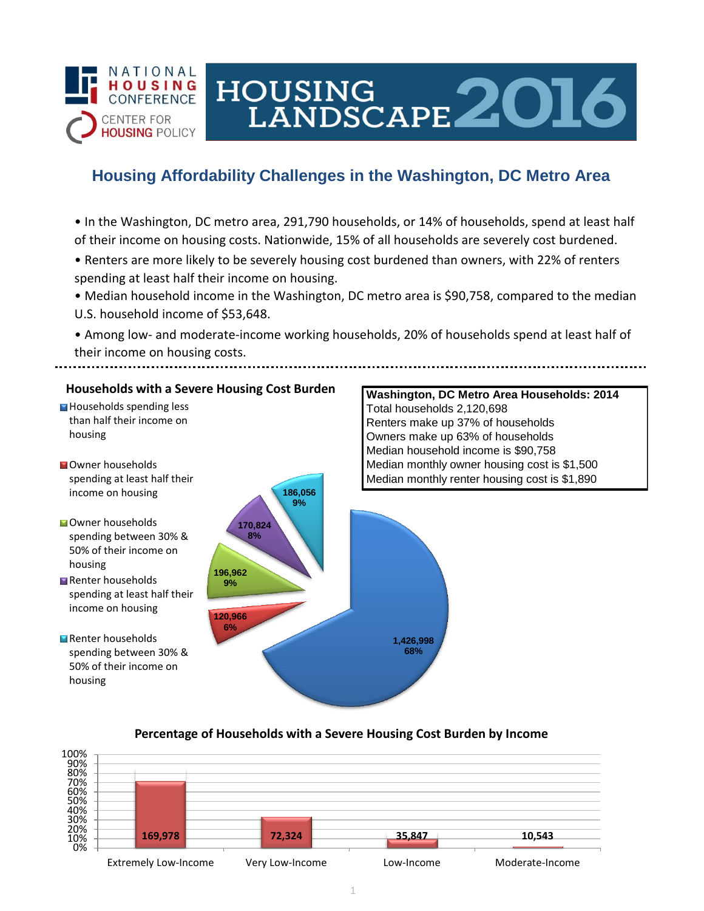NATIONAL HOUSING CONFERENCE
CENTER FOR HOUSING POLICY

# HOUSING LANDSCAPE 2016

## Housing Affordability Challenges in the Washington, DC Metro Area

- In the Washington, DC metro area, 291,790 households, or 14% of households, spend at least half of their income on housing costs. Nationwide, 15% of all households are severely cost burdened.
- Renters are more likely to be severely housing cost burdened than owners, with 22% of renters spending at least half their income on housing.
- Median household income in the Washington, DC metro area is $90,758, compared to the median U.S. household income of $53,648.
- Among low- and moderate-income working households, 20% of households spend at least half of their income on housing costs.

### Households with a Severe Housing Cost Burden

| Category | Households | Percent |
| --- | --- | --- |
| Households spending less than half their income on housing | 1,426,998 | 68% |
| Owner households spending at least half their income on housing | 120,966 | 6% |
| Owner households spending between 30% & 50% of their income on housing | 196,962 | 9% |
| Renter households spending at least half their income on housing | 170,824 | 8% |
| Renter households spending between 30% & 50% of their income on housing | 186,056 | 9% |

**Washington, DC Metro Area Households: 2014**

Total households 2,120,698
Renters make up 37% of households
Owners make up 63% of households
Median household income is $90,758
Median monthly owner housing cost is $1,500
Median monthly renter housing cost is $1,890

### Percentage of Households with a Severe Housing Cost Burden by Income

| Income Level | Households |
| --- | --- |
| Extremely Low-Income | 169,978 |
| Very Low-Income | 72,324 |
| Low-Income | 35,847 |
| Moderate-Income | 10,543 |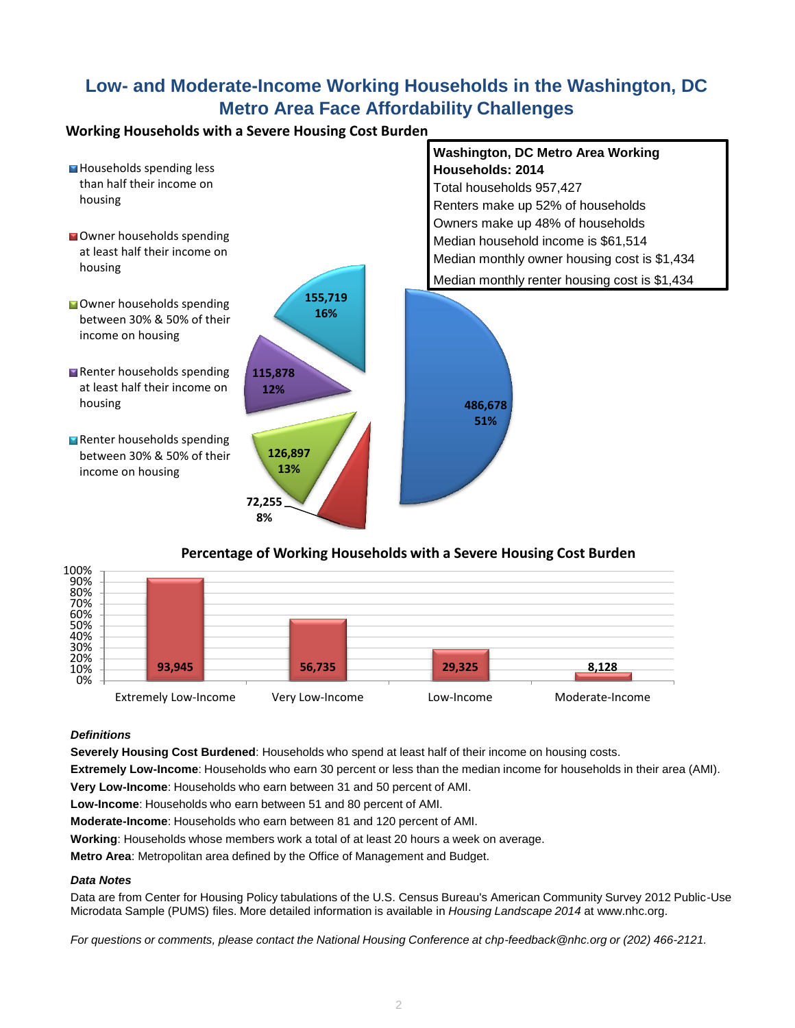# Low- and Moderate-Income Working Households in the Washington, DC Metro Area Face Affordability Challenges

## Working Households with a Severe Housing Cost Burden

Households spending less than half their income on housing

Owner households spending at least half their income on housing

Owner households spending between 30% & 50% of their income on housing

Renter households spending at least half their income on housing

Renter households spending between 30% & 50% of their income on housing

155,719
16%

115,878
12%

126,897
13%

72,255
8%

486,678
51%

**Washington, DC Metro Area Working Households: 2014**

Total households 957,427

Renters make up 52% of households

Owners make up 48% of households

Median household income is $61,514

Median monthly owner housing cost is $1,434

Median monthly renter housing cost is $1,434

## Percentage of Working Households with a Severe Housing Cost Burden

100%
90%
80%
70%
60%
50%
40%
30%
20%
10%
0%

93,945
56,735
29,325
8,128

Extremely Low-Income
Very Low-Income
Low-Income
Moderate-Income

***Definitions***

**Severely Housing Cost Burdened**: Households who spend at least half of their income on housing costs.

**Extremely Low-Income**: Households who earn 30 percent or less than the median income for households in their area (AMI).

**Very Low-Income**: Households who earn between 31 and 50 percent of AMI.

**Low-Income**: Households who earn between 51 and 80 percent of AMI.

**Moderate-Income**: Households who earn between 81 and 120 percent of AMI.

**Working**: Households whose members work a total of at least 20 hours a week on average.

**Metro Area**: Metropolitan area defined by the Office of Management and Budget.

***Data Notes***

Data are from Center for Housing Policy tabulations of the U.S. Census Bureau's American Community Survey 2012 Public-Use Microdata Sample (PUMS) files. More detailed information is available in *Housing Landscape 2014* at www.nhc.org.

*For questions or comments, please contact the National Housing Conference at chp-feedback@nhc.org or (202) 466-2121.*